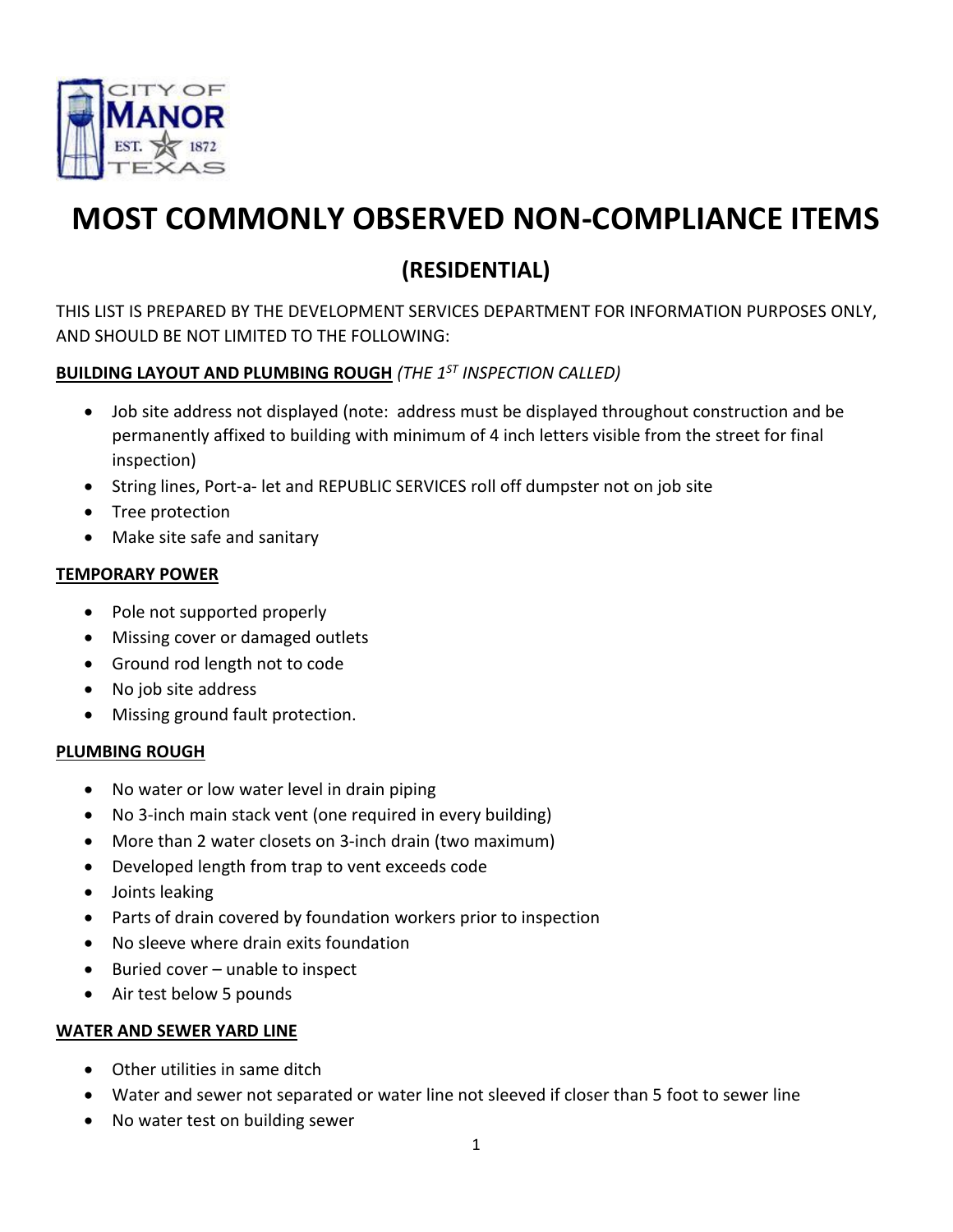# MOST COMMONLY OBSERVED NON-COMPLIANCE ITEMS

## (RESIDENTIAL)

THIS LIST IS PREPARED BY THE DEVELOPMENT SERVICES DEPARTMENT FOR INFORMATION PURPOSES ONLY, AND SHOULD BE NOT LIMITED TO THE FOLLOWING:

**BUILDING LAYOUT AND PLUMBING ROUGH** *(THE 1ST INSPECTION CALLED)*

- Job site address not displayed (note: address must be displayed throughout construction and be permanently affixed to building with minimum of 4 inch letters visible from the street for final inspection)
- String lines, Port-a- let and REPUBLIC SERVICES roll off dumpster not on job site
- Tree protection
- Make site safe and sanitary

**TEMPORARY POWER**

- Pole not supported properly
- Missing cover or damaged outlets
- Ground rod length not to code
- No job site address
- Missing ground fault protection.

**PLUMBING ROUGH**

- No water or low water level in drain piping
- No 3-inch main stack vent (one required in every building)
- More than 2 water closets on 3-inch drain (two maximum)
- Developed length from trap to vent exceeds code
- Joints leaking
- Parts of drain covered by foundation workers prior to inspection
- No sleeve where drain exits foundation
- Buried cover – unable to inspect
- Air test below 5 pounds

**WATER AND SEWER YARD LINE**

- Other utilities in same ditch
- Water and sewer not separated or water line not sleeved if closer than 5 foot to sewer line
- No water test on building sewer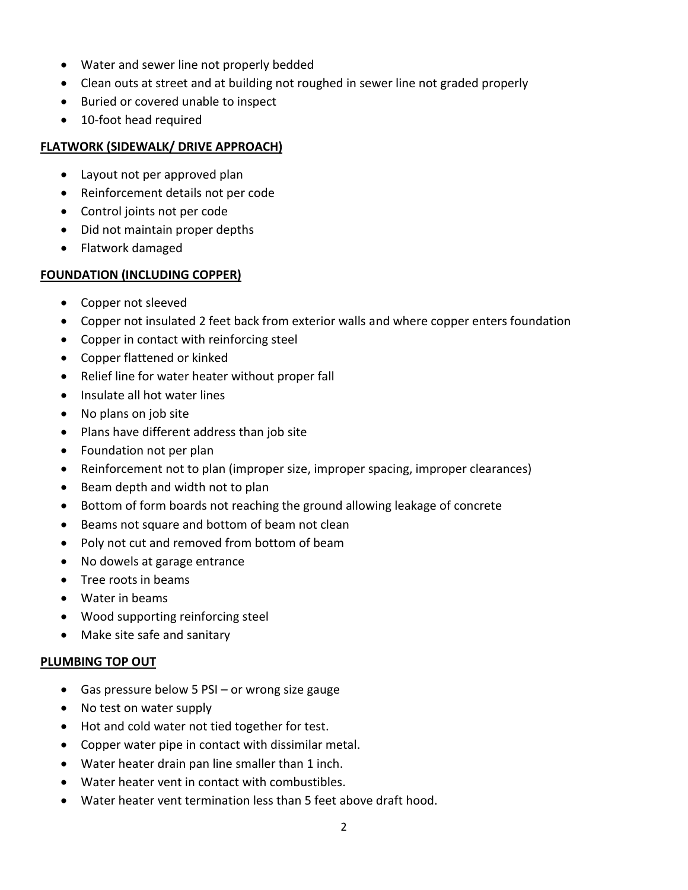- Water and sewer line not properly bedded
- Clean outs at street and at building not roughed in sewer line not graded properly
- Buried or covered unable to inspect
- 10-foot head required

**FLATWORK (SIDEWALK/ DRIVE APPROACH)**

- Layout not per approved plan
- Reinforcement details not per code
- Control joints not per code
- Did not maintain proper depths
- Flatwork damaged

**FOUNDATION (INCLUDING COPPER)**

- Copper not sleeved
- Copper not insulated 2 feet back from exterior walls and where copper enters foundation
- Copper in contact with reinforcing steel
- Copper flattened or kinked
- Relief line for water heater without proper fall
- Insulate all hot water lines
- No plans on job site
- Plans have different address than job site
- Foundation not per plan
- Reinforcement not to plan (improper size, improper spacing, improper clearances)
- Beam depth and width not to plan
- Bottom of form boards not reaching the ground allowing leakage of concrete
- Beams not square and bottom of beam not clean
- Poly not cut and removed from bottom of beam
- No dowels at garage entrance
- Tree roots in beams
- Water in beams
- Wood supporting reinforcing steel
- Make site safe and sanitary

**PLUMBING TOP OUT**

- Gas pressure below 5 PSI – or wrong size gauge
- No test on water supply
- Hot and cold water not tied together for test.
- Copper water pipe in contact with dissimilar metal.
- Water heater drain pan line smaller than 1 inch.
- Water heater vent in contact with combustibles.
- Water heater vent termination less than 5 feet above draft hood.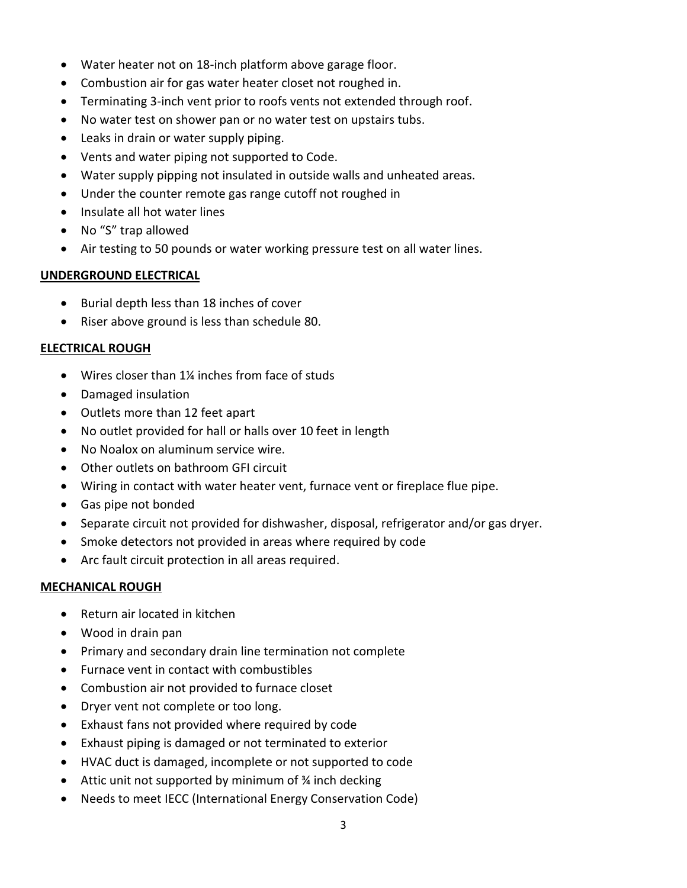- Water heater not on 18-inch platform above garage floor.
- Combustion air for gas water heater closet not roughed in.
- Terminating 3-inch vent prior to roofs vents not extended through roof.
- No water test on shower pan or no water test on upstairs tubs.
- Leaks in drain or water supply piping.
- Vents and water piping not supported to Code.
- Water supply pipping not insulated in outside walls and unheated areas.
- Under the counter remote gas range cutoff not roughed in
- Insulate all hot water lines
- No "S" trap allowed
- Air testing to 50 pounds or water working pressure test on all water lines.

**UNDERGROUND ELECTRICAL**

- Burial depth less than 18 inches of cover
- Riser above ground is less than schedule 80.

**ELECTRICAL ROUGH**

- Wires closer than 1¼ inches from face of studs
- Damaged insulation
- Outlets more than 12 feet apart
- No outlet provided for hall or halls over 10 feet in length
- No Noalox on aluminum service wire.
- Other outlets on bathroom GFI circuit
- Wiring in contact with water heater vent, furnace vent or fireplace flue pipe.
- Gas pipe not bonded
- Separate circuit not provided for dishwasher, disposal, refrigerator and/or gas dryer.
- Smoke detectors not provided in areas where required by code
- Arc fault circuit protection in all areas required.

**MECHANICAL ROUGH**

- Return air located in kitchen
- Wood in drain pan
- Primary and secondary drain line termination not complete
- Furnace vent in contact with combustibles
- Combustion air not provided to furnace closet
- Dryer vent not complete or too long.
- Exhaust fans not provided where required by code
- Exhaust piping is damaged or not terminated to exterior
- HVAC duct is damaged, incomplete or not supported to code
- Attic unit not supported by minimum of ¾ inch decking
- Needs to meet IECC (International Energy Conservation Code)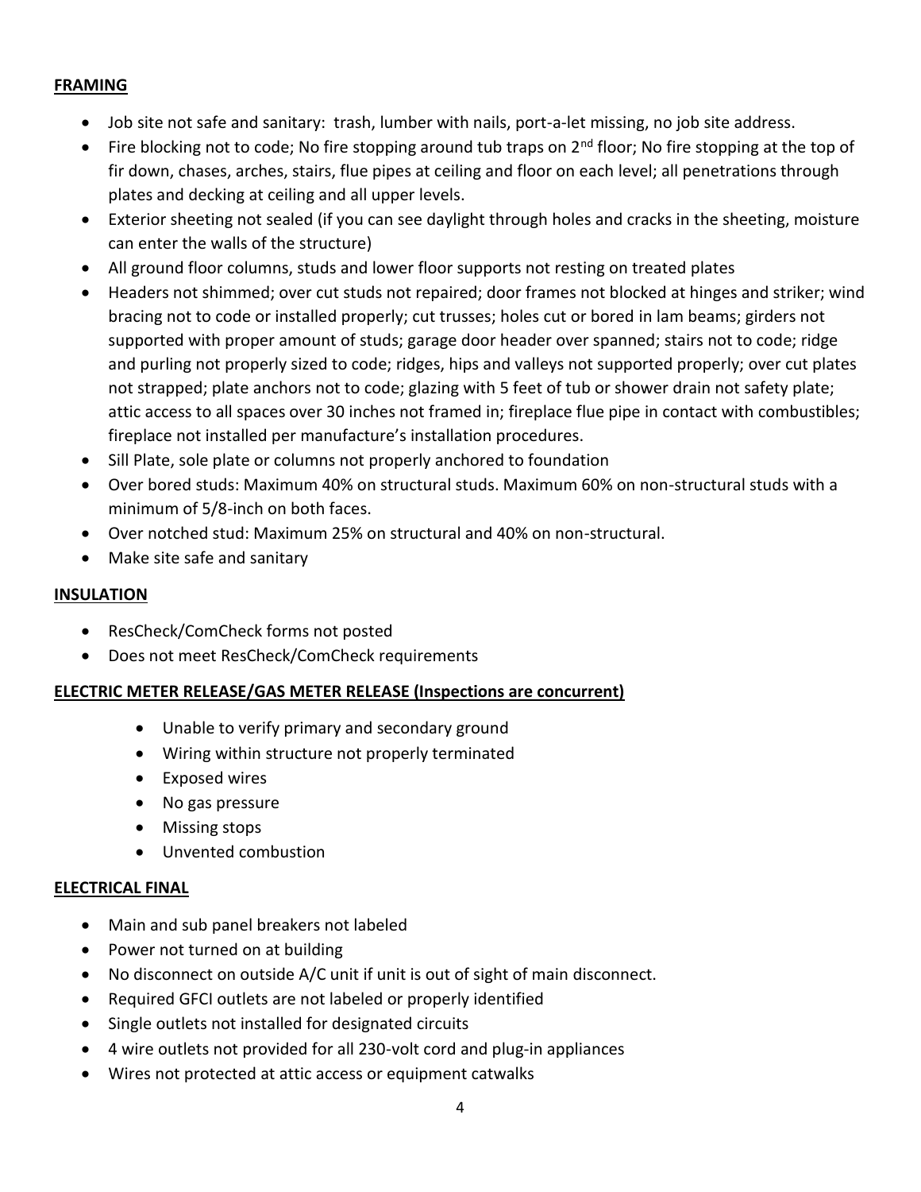**FRAMING**

- Job site not safe and sanitary: trash, lumber with nails, port-a-let missing, no job site address.
- Fire blocking not to code; No fire stopping around tub traps on 2nd floor; No fire stopping at the top of fir down, chases, arches, stairs, flue pipes at ceiling and floor on each level; all penetrations through plates and decking at ceiling and all upper levels.
- Exterior sheeting not sealed (if you can see daylight through holes and cracks in the sheeting, moisture can enter the walls of the structure)
- All ground floor columns, studs and lower floor supports not resting on treated plates
- Headers not shimmed; over cut studs not repaired; door frames not blocked at hinges and striker; wind bracing not to code or installed properly; cut trusses; holes cut or bored in lam beams; girders not supported with proper amount of studs; garage door header over spanned; stairs not to code; ridge and purling not properly sized to code; ridges, hips and valleys not supported properly; over cut plates not strapped; plate anchors not to code; glazing with 5 feet of tub or shower drain not safety plate; attic access to all spaces over 30 inches not framed in; fireplace flue pipe in contact with combustibles; fireplace not installed per manufacture's installation procedures.
- Sill Plate, sole plate or columns not properly anchored to foundation
- Over bored studs: Maximum 40% on structural studs. Maximum 60% on non-structural studs with a minimum of 5/8-inch on both faces.
- Over notched stud: Maximum 25% on structural and 40% on non-structural.
- Make site safe and sanitary

**INSULATION**

- ResCheck/ComCheck forms not posted
- Does not meet ResCheck/ComCheck requirements

**ELECTRIC METER RELEASE/GAS METER RELEASE (Inspections are concurrent)**

- Unable to verify primary and secondary ground
- Wiring within structure not properly terminated
- Exposed wires
- No gas pressure
- Missing stops
- Unvented combustion

**ELECTRICAL FINAL**

- Main and sub panel breakers not labeled
- Power not turned on at building
- No disconnect on outside A/C unit if unit is out of sight of main disconnect.
- Required GFCI outlets are not labeled or properly identified
- Single outlets not installed for designated circuits
- 4 wire outlets not provided for all 230-volt cord and plug-in appliances
- Wires not protected at attic access or equipment catwalks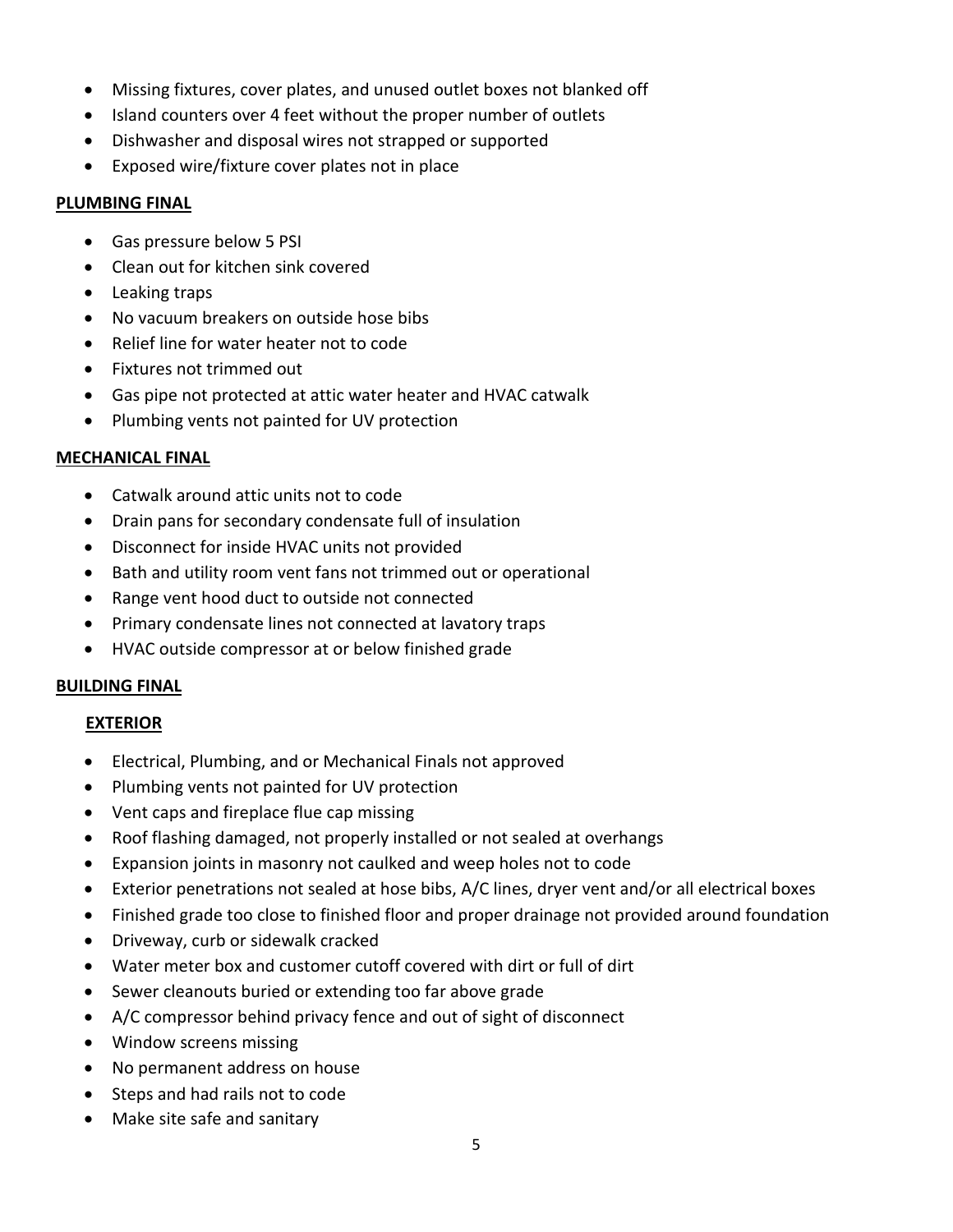- Missing fixtures, cover plates, and unused outlet boxes not blanked off
- Island counters over 4 feet without the proper number of outlets
- Dishwasher and disposal wires not strapped or supported
- Exposed wire/fixture cover plates not in place

**PLUMBING FINAL**

- Gas pressure below 5 PSI
- Clean out for kitchen sink covered
- Leaking traps
- No vacuum breakers on outside hose bibs
- Relief line for water heater not to code
- Fixtures not trimmed out
- Gas pipe not protected at attic water heater and HVAC catwalk
- Plumbing vents not painted for UV protection

**MECHANICAL FINAL**

- Catwalk around attic units not to code
- Drain pans for secondary condensate full of insulation
- Disconnect for inside HVAC units not provided
- Bath and utility room vent fans not trimmed out or operational
- Range vent hood duct to outside not connected
- Primary condensate lines not connected at lavatory traps
- HVAC outside compressor at or below finished grade

**BUILDING FINAL**

**EXTERIOR**

- Electrical, Plumbing, and or Mechanical Finals not approved
- Plumbing vents not painted for UV protection
- Vent caps and fireplace flue cap missing
- Roof flashing damaged, not properly installed or not sealed at overhangs
- Expansion joints in masonry not caulked and weep holes not to code
- Exterior penetrations not sealed at hose bibs, A/C lines, dryer vent and/or all electrical boxes
- Finished grade too close to finished floor and proper drainage not provided around foundation
- Driveway, curb or sidewalk cracked
- Water meter box and customer cutoff covered with dirt or full of dirt
- Sewer cleanouts buried or extending too far above grade
- A/C compressor behind privacy fence and out of sight of disconnect
- Window screens missing
- No permanent address on house
- Steps and had rails not to code
- Make site safe and sanitary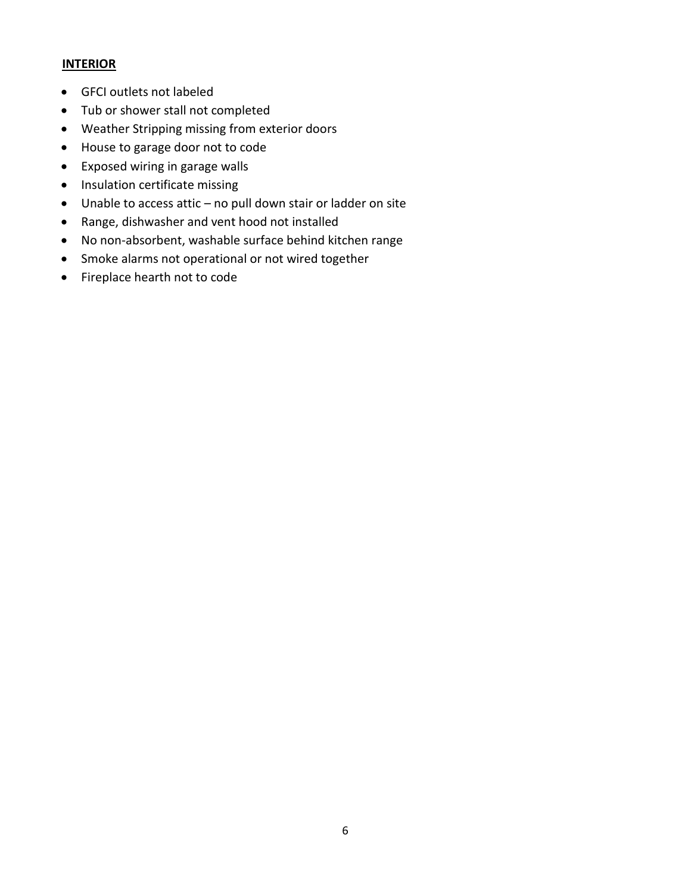**INTERIOR**

- GFCI outlets not labeled
- Tub or shower stall not completed
- Weather Stripping missing from exterior doors
- House to garage door not to code
- Exposed wiring in garage walls
- Insulation certificate missing
- Unable to access attic – no pull down stair or ladder on site
- Range, dishwasher and vent hood not installed
- No non-absorbent, washable surface behind kitchen range
- Smoke alarms not operational or not wired together
- Fireplace hearth not to code